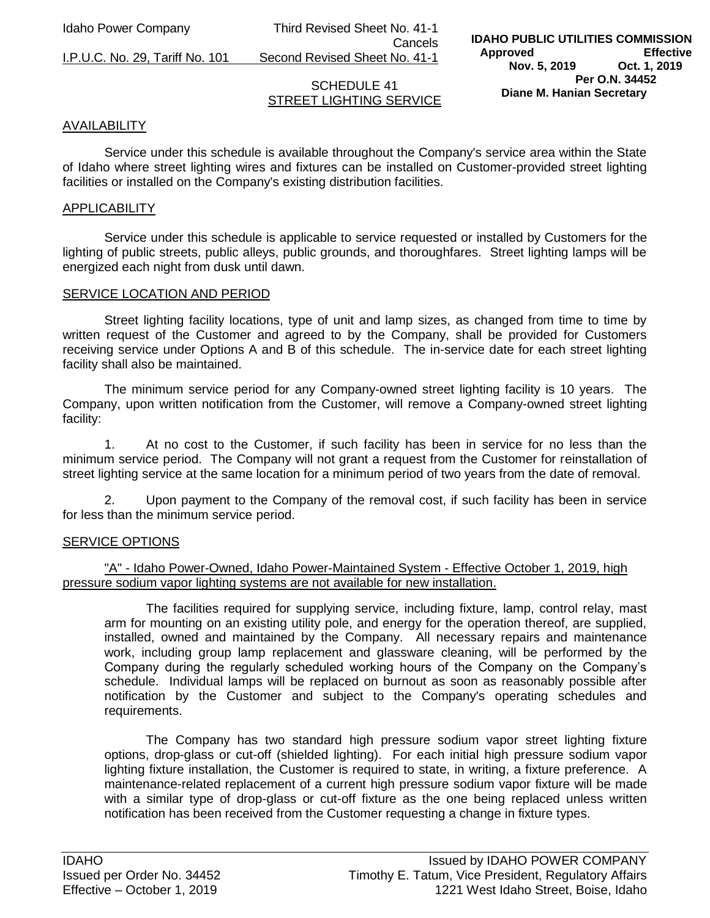Idaho Power Company
I.P.U.C. No. 29, Tariff No. 101

Third Revised Sheet No. 41-1
Cancels
Second Revised Sheet No. 41-1

**IDAHO PUBLIC UTILITIES COMMISSION**
**Approved Effective**
**Nov. 5, 2019 Oct. 1, 2019**
**Per O.N. 34452**
**Diane M. Hanian Secretary**

SCHEDULE 41
STREET LIGHTING SERVICE

## AVAILABILITY

Service under this schedule is available throughout the Company's service area within the State of Idaho where street lighting wires and fixtures can be installed on Customer-provided street lighting facilities or installed on the Company's existing distribution facilities.

## APPLICABILITY

Service under this schedule is applicable to service requested or installed by Customers for the lighting of public streets, public alleys, public grounds, and thoroughfares. Street lighting lamps will be energized each night from dusk until dawn.

## SERVICE LOCATION AND PERIOD

Street lighting facility locations, type of unit and lamp sizes, as changed from time to time by written request of the Customer and agreed to by the Company, shall be provided for Customers receiving service under Options A and B of this schedule. The in-service date for each street lighting facility shall also be maintained.

The minimum service period for any Company-owned street lighting facility is 10 years. The Company, upon written notification from the Customer, will remove a Company-owned street lighting facility:

1. At no cost to the Customer, if such facility has been in service for no less than the minimum service period. The Company will not grant a request from the Customer for reinstallation of street lighting service at the same location for a minimum period of two years from the date of removal.

2. Upon payment to the Company of the removal cost, if such facility has been in service for less than the minimum service period.

## SERVICE OPTIONS

"A" - Idaho Power-Owned, Idaho Power-Maintained System - Effective October 1, 2019, high pressure sodium vapor lighting systems are not available for new installation.

The facilities required for supplying service, including fixture, lamp, control relay, mast arm for mounting on an existing utility pole, and energy for the operation thereof, are supplied, installed, owned and maintained by the Company. All necessary repairs and maintenance work, including group lamp replacement and glassware cleaning, will be performed by the Company during the regularly scheduled working hours of the Company on the Company's schedule. Individual lamps will be replaced on burnout as soon as reasonably possible after notification by the Customer and subject to the Company's operating schedules and requirements.

The Company has two standard high pressure sodium vapor street lighting fixture options, drop-glass or cut-off (shielded lighting). For each initial high pressure sodium vapor lighting fixture installation, the Customer is required to state, in writing, a fixture preference. A maintenance-related replacement of a current high pressure sodium vapor fixture will be made with a similar type of drop-glass or cut-off fixture as the one being replaced unless written notification has been received from the Customer requesting a change in fixture types.

IDAHO
Issued per Order No. 34452
Effective – October 1, 2019

Issued by IDAHO POWER COMPANY
Timothy E. Tatum, Vice President, Regulatory Affairs
1221 West Idaho Street, Boise, Idaho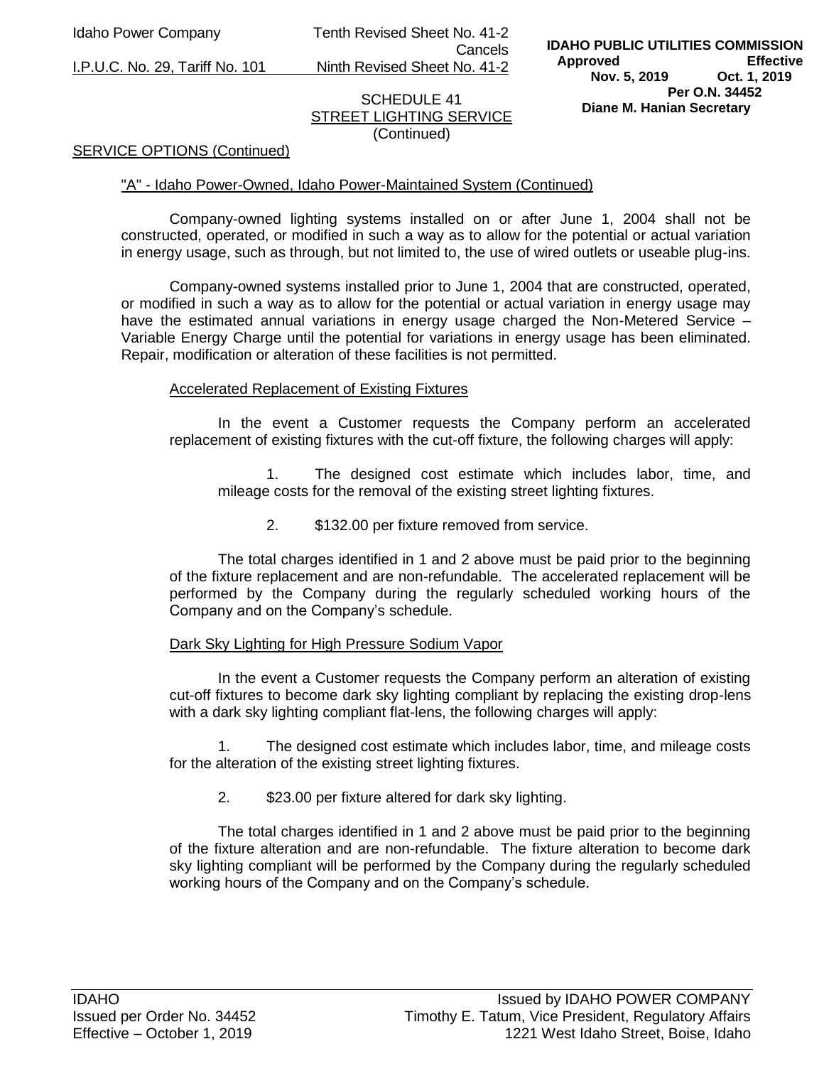SCHEDULE 41
STREET LIGHTING SERVICE
(Continued)

SERVICE OPTIONS (Continued)

"A" - Idaho Power-Owned, Idaho Power-Maintained System (Continued)

Company-owned lighting systems installed on or after June 1, 2004 shall not be constructed, operated, or modified in such a way as to allow for the potential or actual variation in energy usage, such as through, but not limited to, the use of wired outlets or useable plug-ins.

Company-owned systems installed prior to June 1, 2004 that are constructed, operated, or modified in such a way as to allow for the potential or actual variation in energy usage may have the estimated annual variations in energy usage charged the Non-Metered Service – Variable Energy Charge until the potential for variations in energy usage has been eliminated. Repair, modification or alteration of these facilities is not permitted.

Accelerated Replacement of Existing Fixtures

In the event a Customer requests the Company perform an accelerated replacement of existing fixtures with the cut-off fixture, the following charges will apply:

1. The designed cost estimate which includes labor, time, and mileage costs for the removal of the existing street lighting fixtures.

2. $132.00 per fixture removed from service.

The total charges identified in 1 and 2 above must be paid prior to the beginning of the fixture replacement and are non-refundable. The accelerated replacement will be performed by the Company during the regularly scheduled working hours of the Company and on the Company's schedule.

Dark Sky Lighting for High Pressure Sodium Vapor

In the event a Customer requests the Company perform an alteration of existing cut-off fixtures to become dark sky lighting compliant by replacing the existing drop-lens with a dark sky lighting compliant flat-lens, the following charges will apply:

1. The designed cost estimate which includes labor, time, and mileage costs for the alteration of the existing street lighting fixtures.

2. $23.00 per fixture altered for dark sky lighting.

The total charges identified in 1 and 2 above must be paid prior to the beginning of the fixture alteration and are non-refundable. The fixture alteration to become dark sky lighting compliant will be performed by the Company during the regularly scheduled working hours of the Company and on the Company's schedule.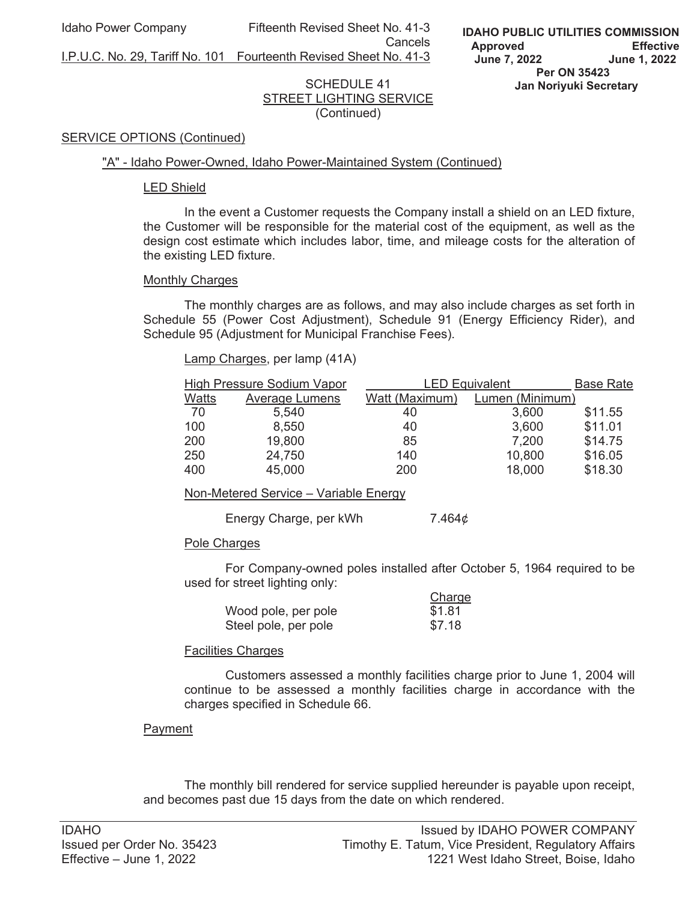SCHEDULE 41
STREET LIGHTING SERVICE
(Continued)

## SERVICE OPTIONS (Continued)

### "A" - Idaho Power-Owned, Idaho Power-Maintained System (Continued)

#### LED Shield

In the event a Customer requests the Company install a shield on an LED fixture, the Customer will be responsible for the material cost of the equipment, as well as the design cost estimate which includes labor, time, and mileage costs for the alteration of the existing LED fixture.

#### Monthly Charges

The monthly charges are as follows, and may also include charges as set forth in Schedule 55 (Power Cost Adjustment), Schedule 91 (Energy Efficiency Rider), and Schedule 95 (Adjustment for Municipal Franchise Fees).

Lamp Charges, per lamp (41A)

| High Pressure Sodium Vapor | | LED Equivalent | | Base Rate |
|---|---|---|---|---|
| Watts | Average Lumens | Watt (Maximum) | Lumen (Minimum) | |
| 70 | 5,540 | 40 | 3,600 | $11.55 |
| 100 | 8,550 | 40 | 3,600 | $11.01 |
| 200 | 19,800 | 85 | 7,200 | $14.75 |
| 250 | 24,750 | 140 | 10,800 | $16.05 |
| 400 | 45,000 | 200 | 18,000 | $18.30 |

Non-Metered Service – Variable Energy

Energy Charge, per kWh 7.464¢

Pole Charges

For Company-owned poles installed after October 5, 1964 required to be used for street lighting only:

| | Charge |
|---|---|
| Wood pole, per pole | $1.81 |
| Steel pole, per pole | $7.18 |

Facilities Charges

Customers assessed a monthly facilities charge prior to June 1, 2004 will continue to be assessed a monthly facilities charge in accordance with the charges specified in Schedule 66.

#### Payment

The monthly bill rendered for service supplied hereunder is payable upon receipt, and becomes past due 15 days from the date on which rendered.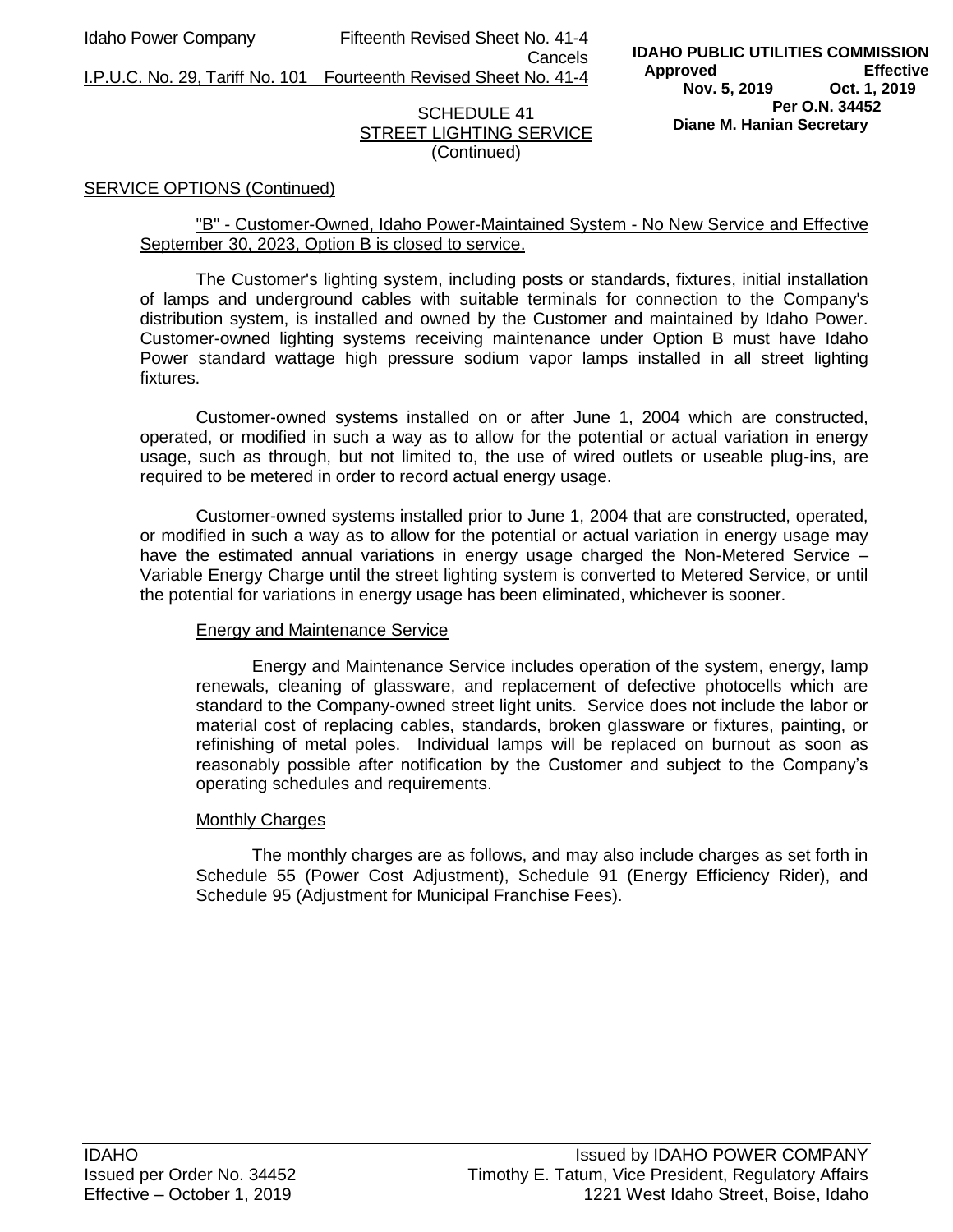Idaho Power Company  Fifteenth Revised Sheet No. 41-4
Cancels
I.P.U.C. No. 29, Tariff No. 101  Fourteenth Revised Sheet No. 41-4

**IDAHO PUBLIC UTILITIES COMMISSION**
**Approved Effective**
**Nov. 5, 2019 Oct. 1, 2019**
**Per O.N. 34452**
**Diane M. Hanian Secretary**

SCHEDULE 41
STREET LIGHTING SERVICE
(Continued)

## SERVICE OPTIONS (Continued)

### "B" - Customer-Owned, Idaho Power-Maintained System - No New Service and Effective September 30, 2023, Option B is closed to service.

The Customer's lighting system, including posts or standards, fixtures, initial installation of lamps and underground cables with suitable terminals for connection to the Company's distribution system, is installed and owned by the Customer and maintained by Idaho Power. Customer-owned lighting systems receiving maintenance under Option B must have Idaho Power standard wattage high pressure sodium vapor lamps installed in all street lighting fixtures.

Customer-owned systems installed on or after June 1, 2004 which are constructed, operated, or modified in such a way as to allow for the potential or actual variation in energy usage, such as through, but not limited to, the use of wired outlets or useable plug-ins, are required to be metered in order to record actual energy usage.

Customer-owned systems installed prior to June 1, 2004 that are constructed, operated, or modified in such a way as to allow for the potential or actual variation in energy usage may have the estimated annual variations in energy usage charged the Non-Metered Service – Variable Energy Charge until the street lighting system is converted to Metered Service, or until the potential for variations in energy usage has been eliminated, whichever is sooner.

#### Energy and Maintenance Service

Energy and Maintenance Service includes operation of the system, energy, lamp renewals, cleaning of glassware, and replacement of defective photocells which are standard to the Company-owned street light units. Service does not include the labor or material cost of replacing cables, standards, broken glassware or fixtures, painting, or refinishing of metal poles. Individual lamps will be replaced on burnout as soon as reasonably possible after notification by the Customer and subject to the Company's operating schedules and requirements.

#### Monthly Charges

The monthly charges are as follows, and may also include charges as set forth in Schedule 55 (Power Cost Adjustment), Schedule 91 (Energy Efficiency Rider), and Schedule 95 (Adjustment for Municipal Franchise Fees).

IDAHO  Issued by IDAHO POWER COMPANY
Issued per Order No. 34452  Timothy E. Tatum, Vice President, Regulatory Affairs
Effective – October 1, 2019  1221 West Idaho Street, Boise, Idaho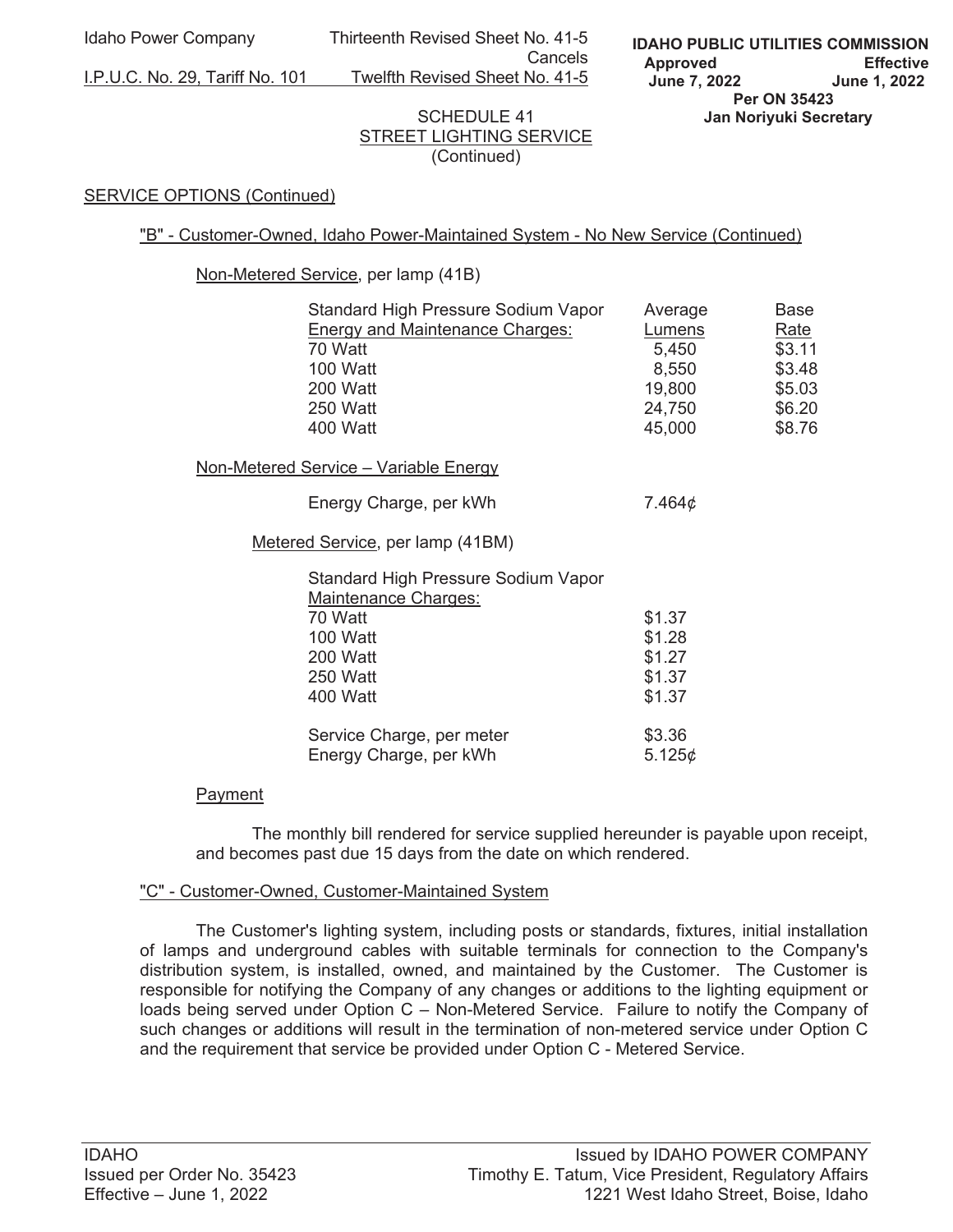## SCHEDULE 41
## STREET LIGHTING SERVICE
(Continued)

### SERVICE OPTIONS (Continued)

#### "B" - Customer-Owned, Idaho Power-Maintained System - No New Service (Continued)

Non-Metered Service, per lamp (41B)

| Standard High Pressure Sodium Vapor Energy and Maintenance Charges: | Average Lumens | Base Rate |
|---|---|---|
| 70 Watt | 5,450 | $3.11 |
| 100 Watt | 8,550 | $3.48 |
| 200 Watt | 19,800 | $5.03 |
| 250 Watt | 24,750 | $6.20 |
| 400 Watt | 45,000 | $8.76 |

Non-Metered Service – Variable Energy

| | |
|---|---|
| Energy Charge, per kWh | 7.464¢ |

Metered Service, per lamp (41BM)

| Standard High Pressure Sodium Vapor Maintenance Charges: | |
|---|---|
| 70 Watt | $1.37 |
| 100 Watt | $1.28 |
| 200 Watt | $1.27 |
| 250 Watt | $1.37 |
| 400 Watt | $1.37 |
| | |
| Service Charge, per meter | $3.36 |
| Energy Charge, per kWh | 5.125¢ |

Payment

The monthly bill rendered for service supplied hereunder is payable upon receipt, and becomes past due 15 days from the date on which rendered.

#### "C" - Customer-Owned, Customer-Maintained System

The Customer's lighting system, including posts or standards, fixtures, initial installation of lamps and underground cables with suitable terminals for connection to the Company's distribution system, is installed, owned, and maintained by the Customer. The Customer is responsible for notifying the Company of any changes or additions to the lighting equipment or loads being served under Option C – Non-Metered Service. Failure to notify the Company of such changes or additions will result in the termination of non-metered service under Option C and the requirement that service be provided under Option C - Metered Service.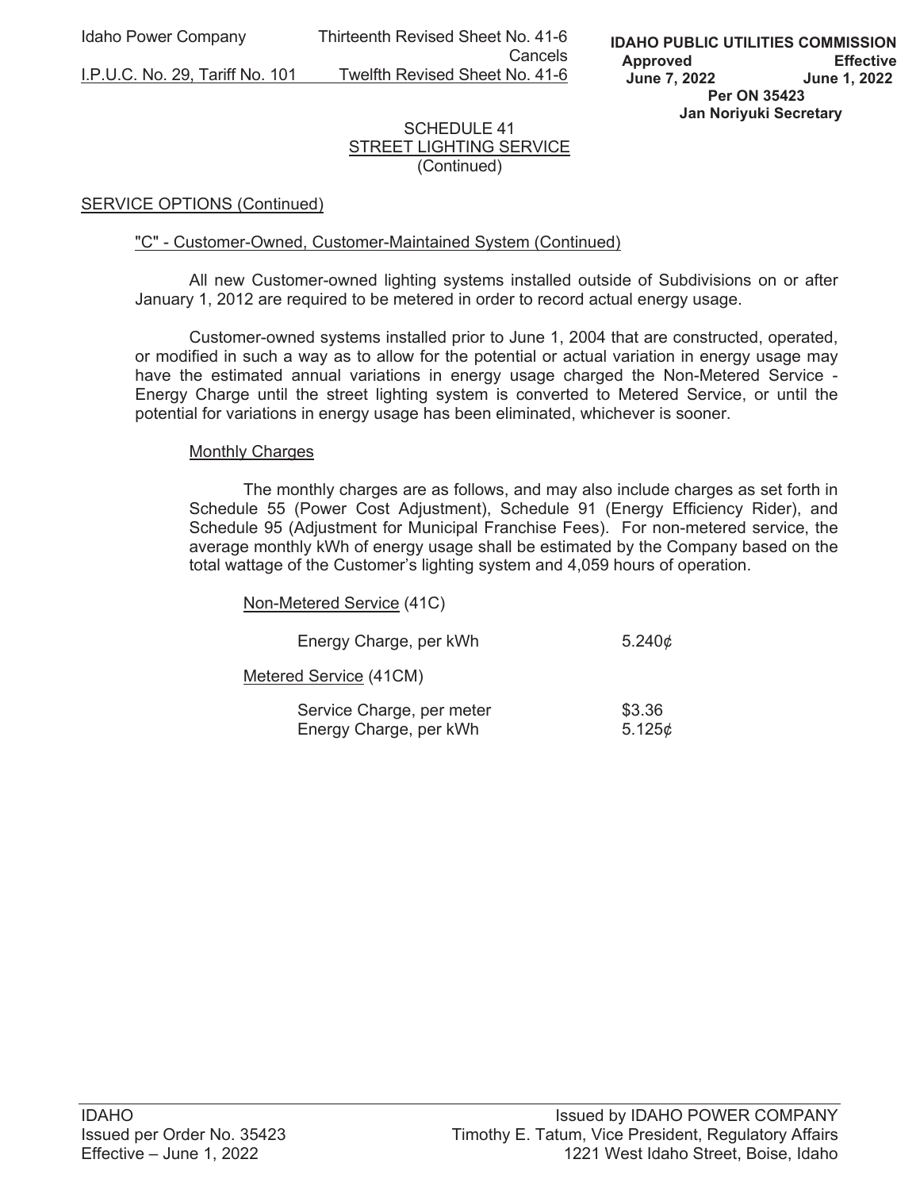Idaho Power Company — Thirteenth Revised Sheet No. 41-6 Cancels Twelfth Revised Sheet No. 41-6

I.P.U.C. No. 29, Tariff No. 101

**IDAHO PUBLIC UTILITIES COMMISSION**
**Approved June 7, 2022 — Effective June 1, 2022**
**Per ON 35423**
**Jan Noriyuki Secretary**

SCHEDULE 41
STREET LIGHTING SERVICE
(Continued)

## SERVICE OPTIONS (Continued)

### "C" - Customer-Owned, Customer-Maintained System (Continued)

All new Customer-owned lighting systems installed outside of Subdivisions on or after January 1, 2012 are required to be metered in order to record actual energy usage.

Customer-owned systems installed prior to June 1, 2004 that are constructed, operated, or modified in such a way as to allow for the potential or actual variation in energy usage may have the estimated annual variations in energy usage charged the Non-Metered Service - Energy Charge until the street lighting system is converted to Metered Service, or until the potential for variations in energy usage has been eliminated, whichever is sooner.

#### Monthly Charges

The monthly charges are as follows, and may also include charges as set forth in Schedule 55 (Power Cost Adjustment), Schedule 91 (Energy Efficiency Rider), and Schedule 95 (Adjustment for Municipal Franchise Fees). For non-metered service, the average monthly kWh of energy usage shall be estimated by the Company based on the total wattage of the Customer's lighting system and 4,059 hours of operation.

Non-Metered Service (41C)

| | |
|---|---|
| Energy Charge, per kWh | 5.240¢ |

Metered Service (41CM)

| | |
|---|---|
| Service Charge, per meter | $3.36 |
| Energy Charge, per kWh | 5.125¢ |

IDAHO
Issued per Order No. 35423
Effective – June 1, 2022

Issued by IDAHO POWER COMPANY
Timothy E. Tatum, Vice President, Regulatory Affairs
1221 West Idaho Street, Boise, Idaho